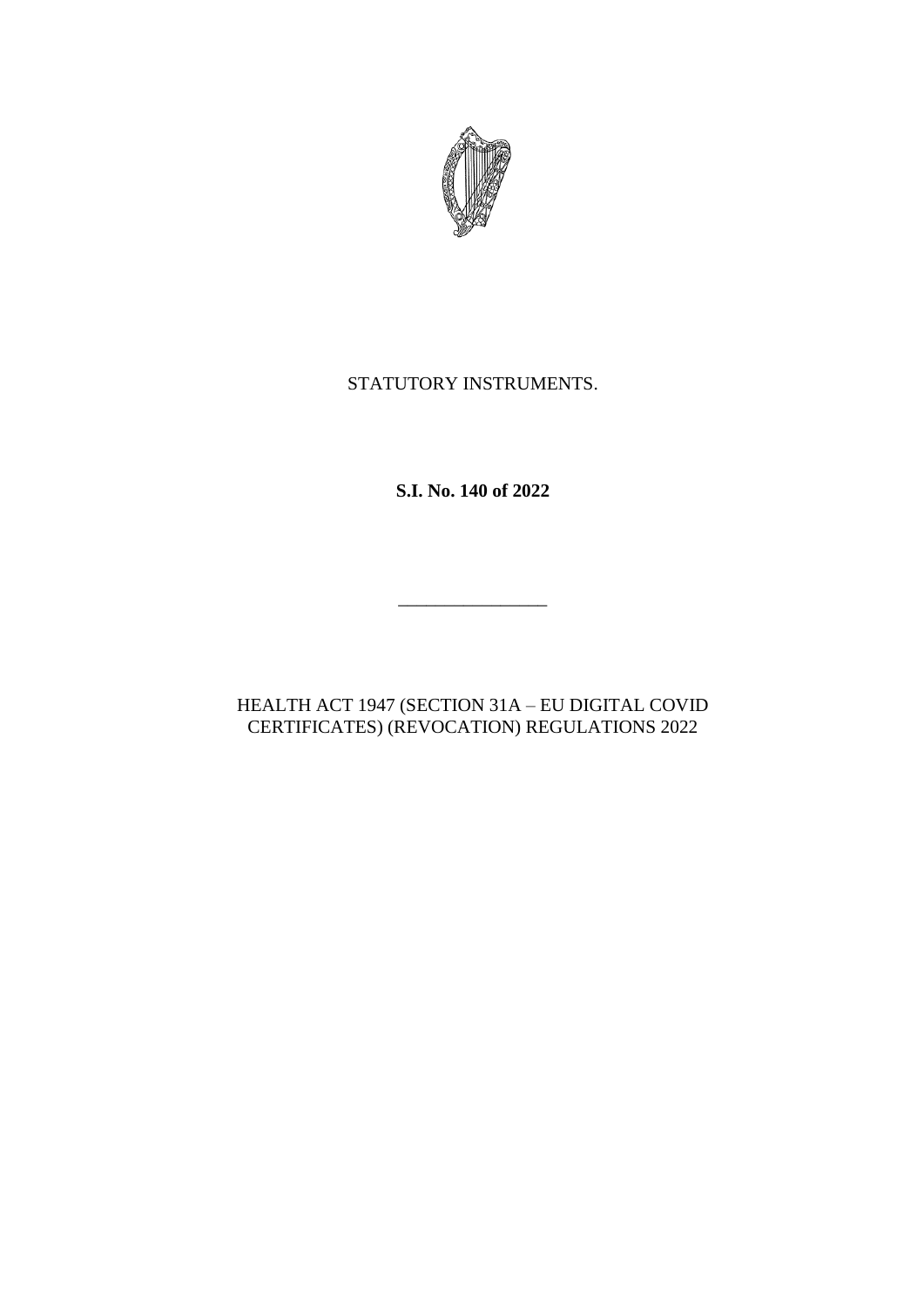STATUTORY INSTRUMENTS.

**S.I. No. 140 of 2022**

---

HEALTH ACT 1947 (SECTION 31A – EU DIGITAL COVID CERTIFICATES) (REVOCATION) REGULATIONS 2022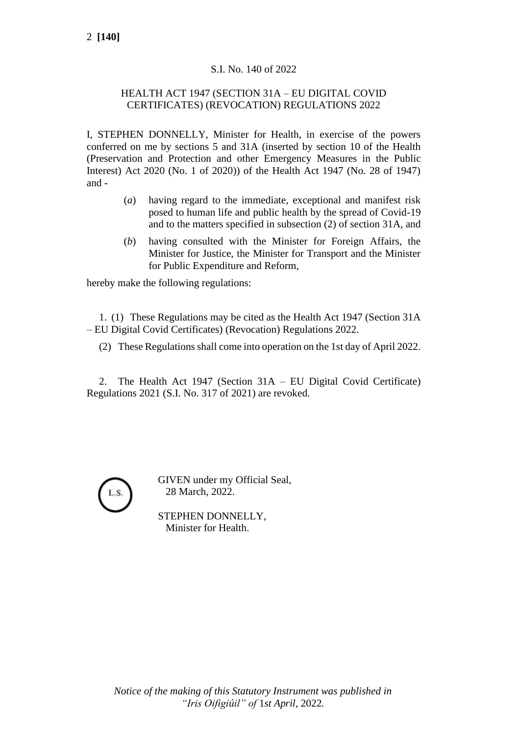S.I. No. 140 of 2022

HEALTH ACT 1947 (SECTION 31A – EU DIGITAL COVID CERTIFICATES) (REVOCATION) REGULATIONS 2022

I, STEPHEN DONNELLY, Minister for Health, in exercise of the powers conferred on me by sections 5 and 31A (inserted by section 10 of the Health (Preservation and Protection and other Emergency Measures in the Public Interest) Act 2020 (No. 1 of 2020)) of the Health Act 1947 (No. 28 of 1947) and -

(*a*) having regard to the immediate, exceptional and manifest risk posed to human life and public health by the spread of Covid-19 and to the matters specified in subsection (2) of section 31A, and

(*b*) having consulted with the Minister for Foreign Affairs, the Minister for Justice, the Minister for Transport and the Minister for Public Expenditure and Reform,

hereby make the following regulations:

1. (1) These Regulations may be cited as the Health Act 1947 (Section 31A – EU Digital Covid Certificates) (Revocation) Regulations 2022.

(2) These Regulations shall come into operation on the 1st day of April 2022.

2. The Health Act 1947 (Section 31A – EU Digital Covid Certificate) Regulations 2021 (S.I. No. 317 of 2021) are revoked.

L.S.

GIVEN under my Official Seal,
28 March, 2022.

STEPHEN DONNELLY,
Minister for Health.

*Notice of the making of this Statutory Instrument was published in "Iris Oifigiúil" of* 1*st April*, 2022*.*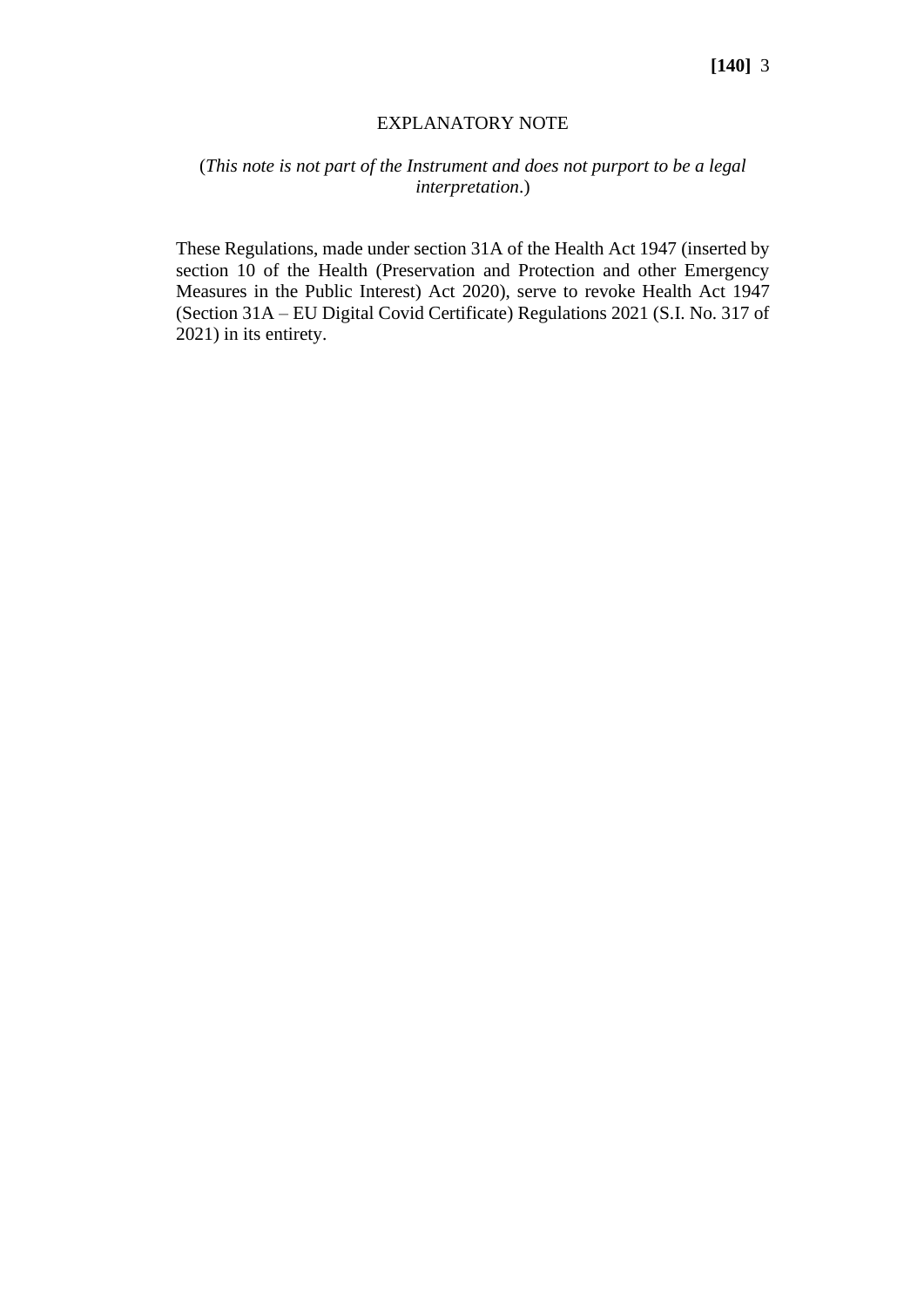## EXPLANATORY NOTE

(*This note is not part of the Instrument and does not purport to be a legal interpretation*.)

These Regulations, made under section 31A of the Health Act 1947 (inserted by section 10 of the Health (Preservation and Protection and other Emergency Measures in the Public Interest) Act 2020), serve to revoke Health Act 1947 (Section 31A – EU Digital Covid Certificate) Regulations 2021 (S.I. No. 317 of 2021) in its entirety.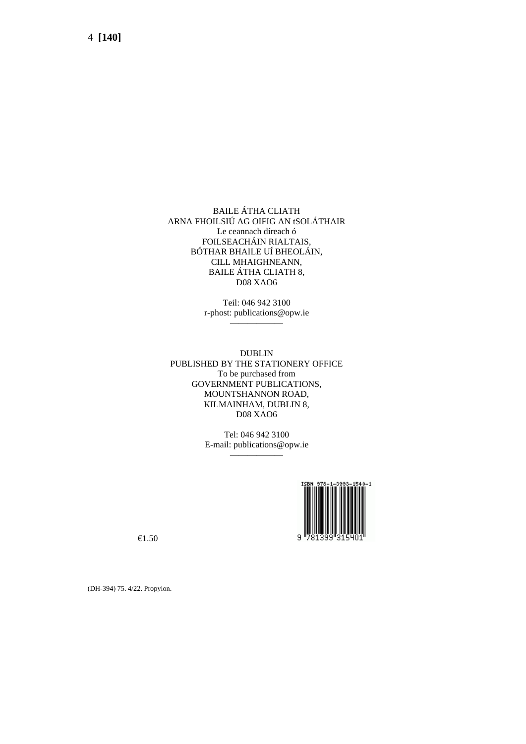BAILE ÁTHA CLIATH
ARNA FHOILSIÚ AG OIFIG AN tSOLÁTHAIR
Le ceannach díreach ó
FOILSEACHÁIN RIALTAIS,
BÓTHAR BHAILE UÍ BHEOLÁIN,
CILL MHAIGHNEANN,
BAILE ÁTHA CLIATH 8,
D08 XAO6

Teil: 046 942 3100
r-phost: publications@opw.ie

---

DUBLIN
PUBLISHED BY THE STATIONERY OFFICE
To be purchased from
GOVERNMENT PUBLICATIONS,
MOUNTSHANNON ROAD,
KILMAINHAM, DUBLIN 8,
D08 XAO6

Tel: 046 942 3100
E-mail: publications@opw.ie

---

ISBN 978-1-3993-1540-1

€1.50

(DH-394) 75. 4/22. Propylon.